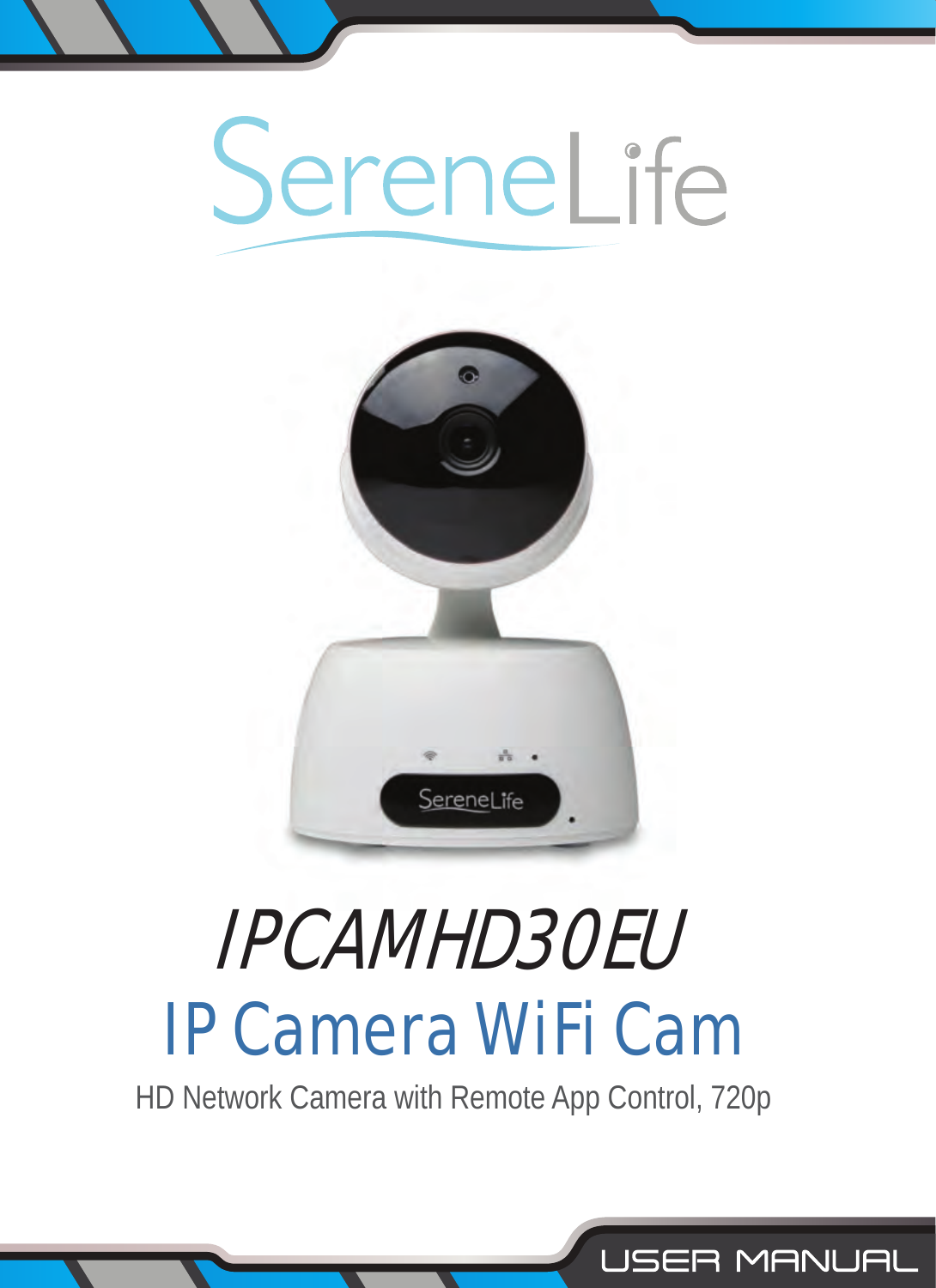SereneLife

# IPCAMHD30EU

## IP Camera WiFi Cam

HD Network Camera with Remote App Control, 720p

USER MANUAL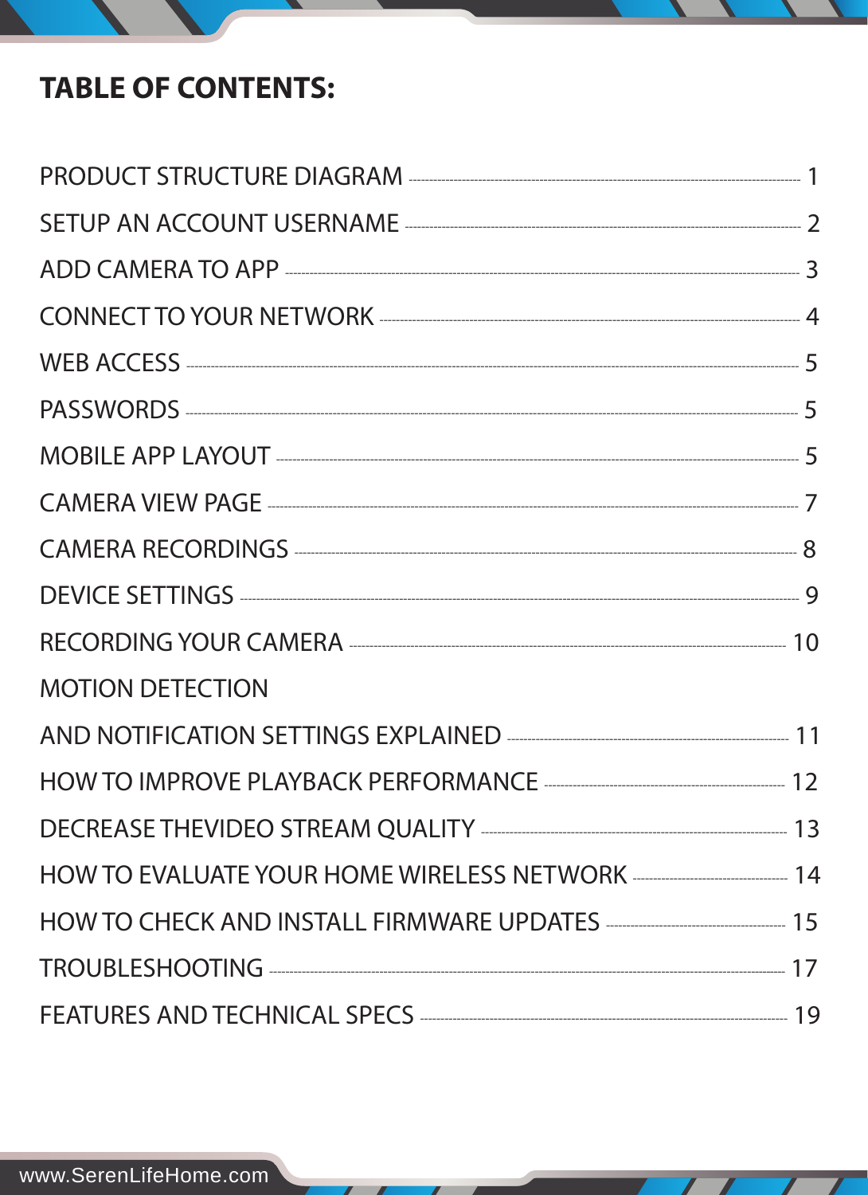# TABLE OF CONTENTS:

| | |
|---|---|
| PRODUCT STRUCTURE DIAGRAM | 1 |
| SETUP AN ACCOUNT USERNAME | 2 |
| ADD CAMERA TO APP | 3 |
| CONNECT TO YOUR NETWORK | 4 |
| WEB ACCESS | 5 |
| PASSWORDS | 5 |
| MOBILE APP LAYOUT | 5 |
| CAMERA VIEW PAGE | 7 |
| CAMERA RECORDINGS | 8 |
| DEVICE SETTINGS | 9 |
| RECORDING YOUR CAMERA | 10 |
| MOTION DETECTION AND NOTIFICATION SETTINGS EXPLAINED | 11 |
| HOW TO IMPROVE PLAYBACK PERFORMANCE | 12 |
| DECREASE THEVIDEO STREAM QUALITY | 13 |
| HOW TO EVALUATE YOUR HOME WIRELESS NETWORK | 14 |
| HOW TO CHECK AND INSTALL FIRMWARE UPDATES | 15 |
| TROUBLESHOOTING | 17 |
| FEATURES AND TECHNICAL SPECS | 19 |

www.SerenLifeHome.com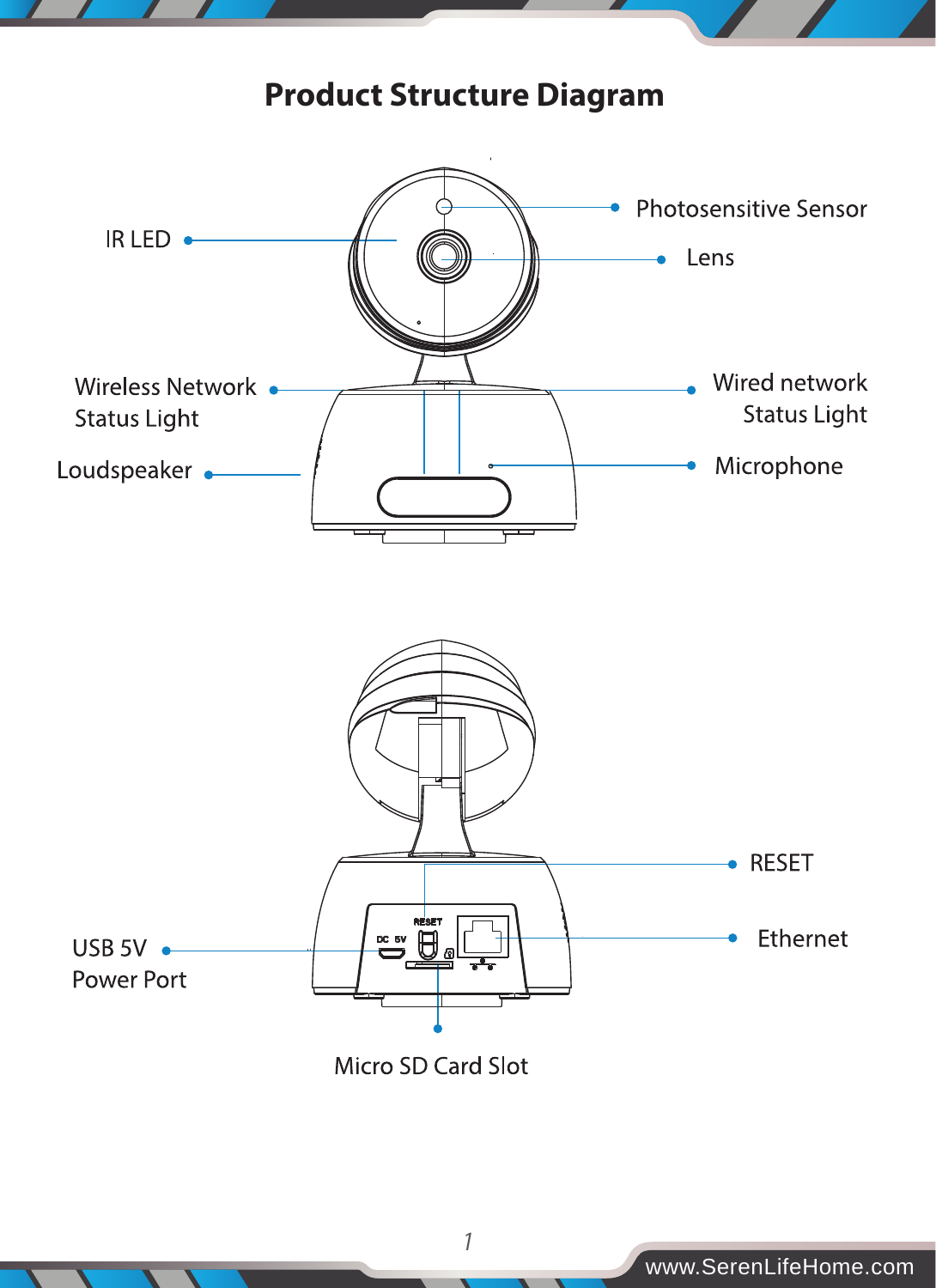# Product Structure Diagram

IR LED

Photosensitive Sensor

Lens

Wireless Network Status Light

Wired network Status Light

Loudspeaker

Microphone

RESET

Ethernet

USB 5V Power Port

Micro SD Card Slot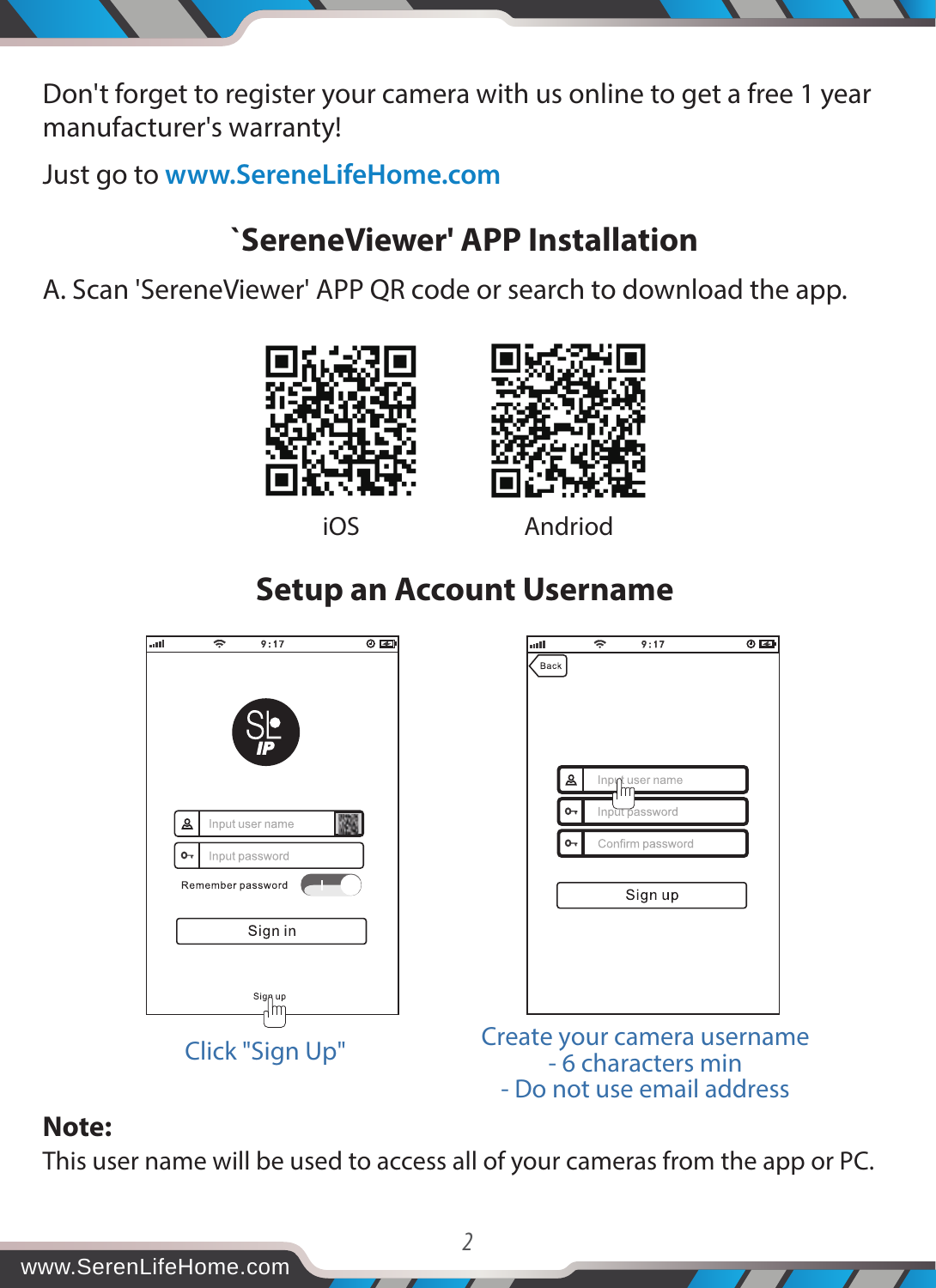Don't forget to register your camera with us online to get a free 1 year manufacturer's warranty!

Just go to **www.SereneLifeHome.com**

## `SereneViewer' APP Installation

A. Scan 'SereneViewer' APP QR code or search to download the app.

iOS

Andriod

## Setup an Account Username

Click "Sign Up"

Create your camera username
- 6 characters min
- Do not use email address

**Note:**
This user name will be used to access all of your cameras from the app or PC.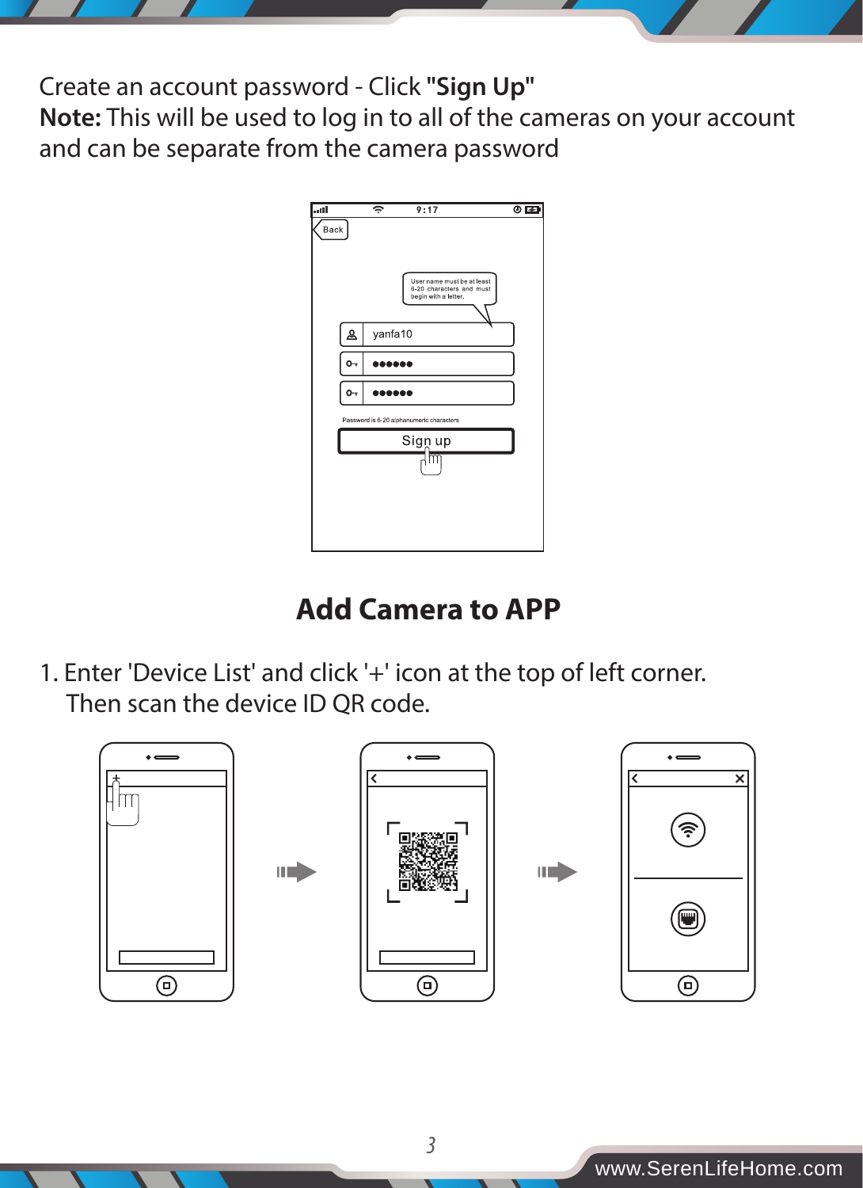Create an account password - Click **"Sign Up"**
**Note:** This will be used to log in to all of the cameras on your account and can be separate from the camera password

## Add Camera to APP

1. Enter 'Device List' and click '+' icon at the top of left corner.
   Then scan the device ID QR code.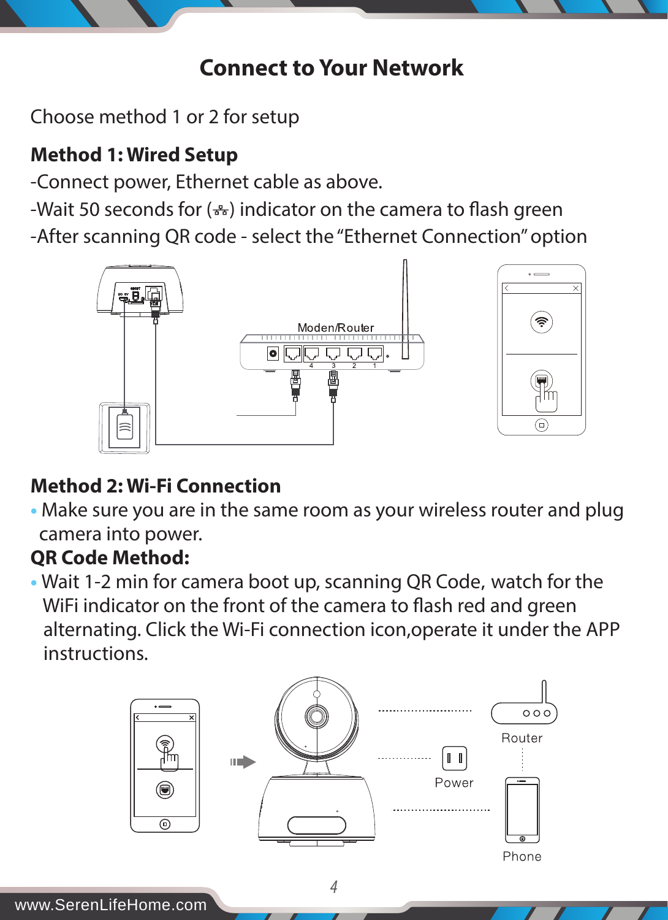# Connect to Your Network

Choose method 1 or 2 for setup

## Method 1: Wired Setup

-Connect power, Ethernet cable as above.

-Wait 50 seconds for (品) indicator on the camera to flash green

-After scanning QR code - select the "Ethernet Connection" option

Moden/Router

4 3 2 1

## Method 2: Wi-Fi Connection

- Make sure you are in the same room as your wireless router and plug camera into power.

**QR Code Method:**

- Wait 1-2 min for camera boot up, scanning QR Code, watch for the WiFi indicator on the front of the camera to flash red and green alternating. Click the Wi-Fi connection icon,operate it under the APP instructions.

Router

Power

Phone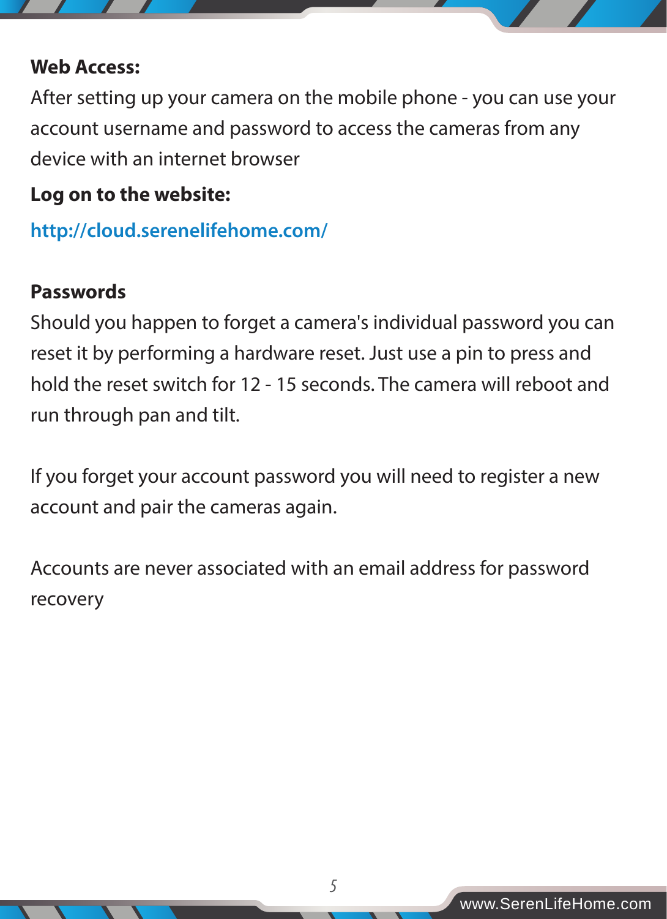**Web Access:**

After setting up your camera on the mobile phone - you can use your account username and password to access the cameras from any device with an internet browser

**Log on to the website:**

**http://cloud.serenelifehome.com/**

**Passwords**

Should you happen to forget a camera's individual password you can reset it by performing a hardware reset. Just use a pin to press and hold the reset switch for 12 - 15 seconds. The camera will reboot and run through pan and tilt.

If you forget your account password you will need to register a new account and pair the cameras again.

Accounts are never associated with an email address for password recovery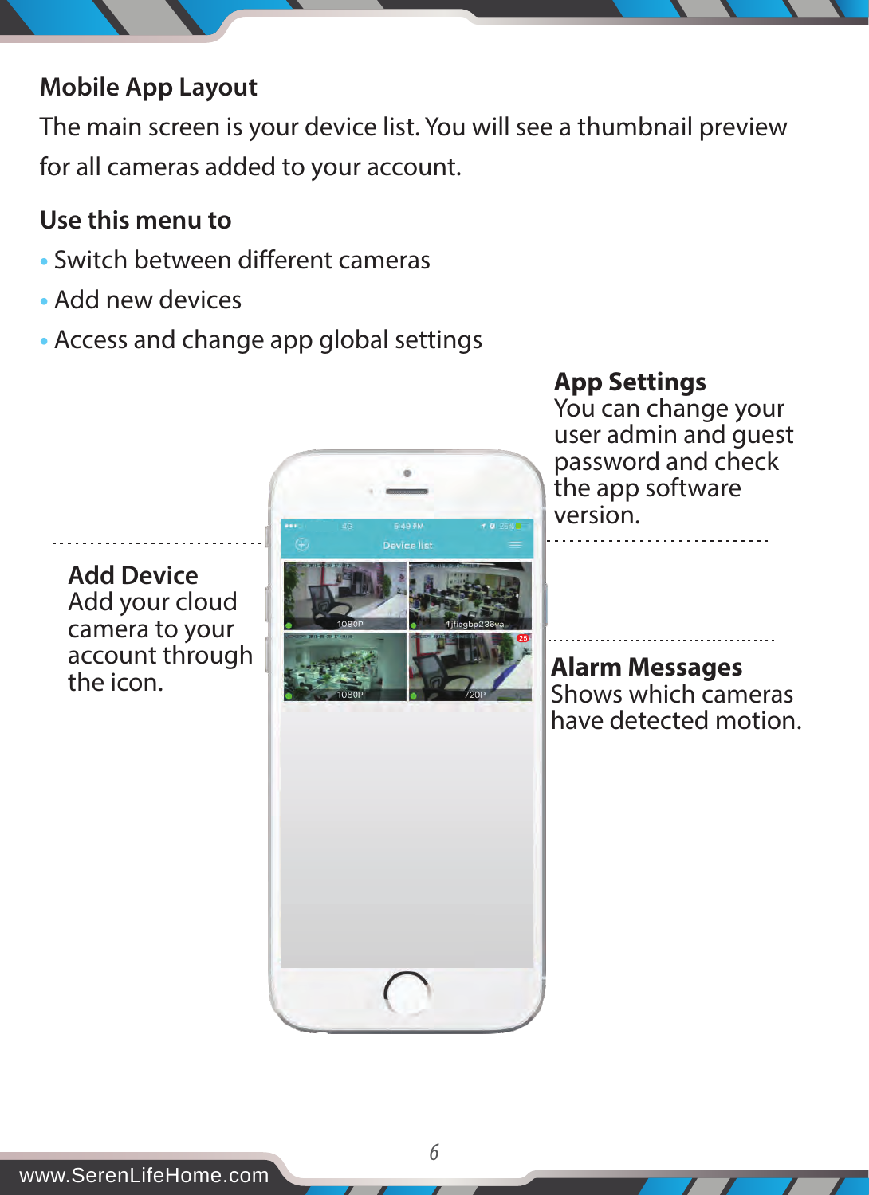## Mobile App Layout

The main screen is your device list. You will see a thumbnail preview for all cameras added to your account.

### Use this menu to

- Switch between different cameras
- Add new devices
- Access and change app global settings

**App Settings**
You can change your user admin and guest password and check the app software version.

**Add Device**
Add your cloud camera to your account through the icon.

**Alarm Messages**
Shows which cameras have detected motion.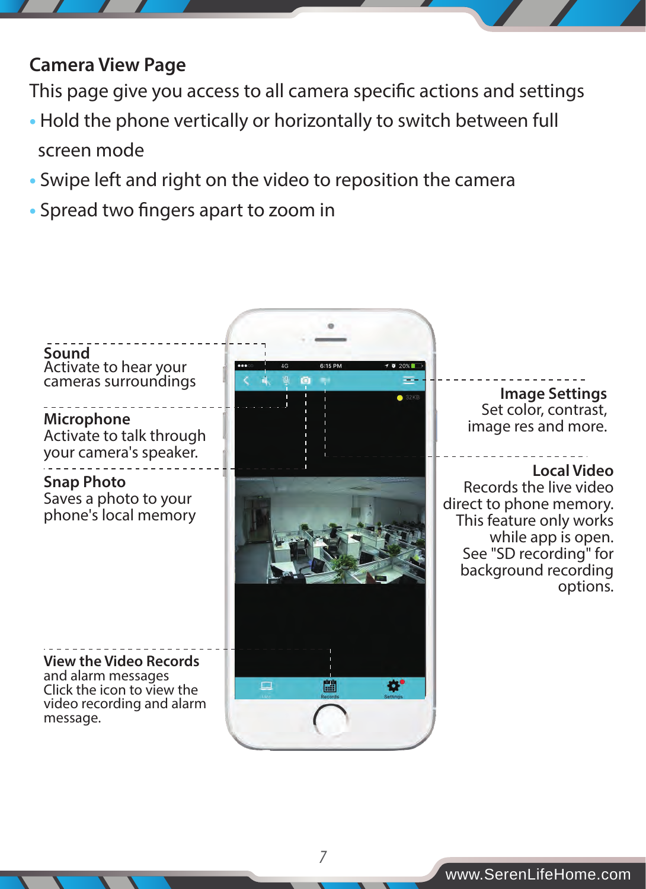## Camera View Page

This page give you access to all camera specific actions and settings

- Hold the phone vertically or horizontally to switch between full screen mode
- Swipe left and right on the video to reposition the camera
- Spread two fingers apart to zoom in

**Sound**
Activate to hear your cameras surroundings

**Microphone**
Activate to talk through your camera's speaker.

**Snap Photo**
Saves a photo to your phone's local memory

**View the Video Records**
and alarm messages
Click the icon to view the video recording and alarm message.

**Image Settings**
Set color, contrast, image res and more.

**Local Video**
Records the live video direct to phone memory. This feature only works while app is open. See "SD recording" for background recording options.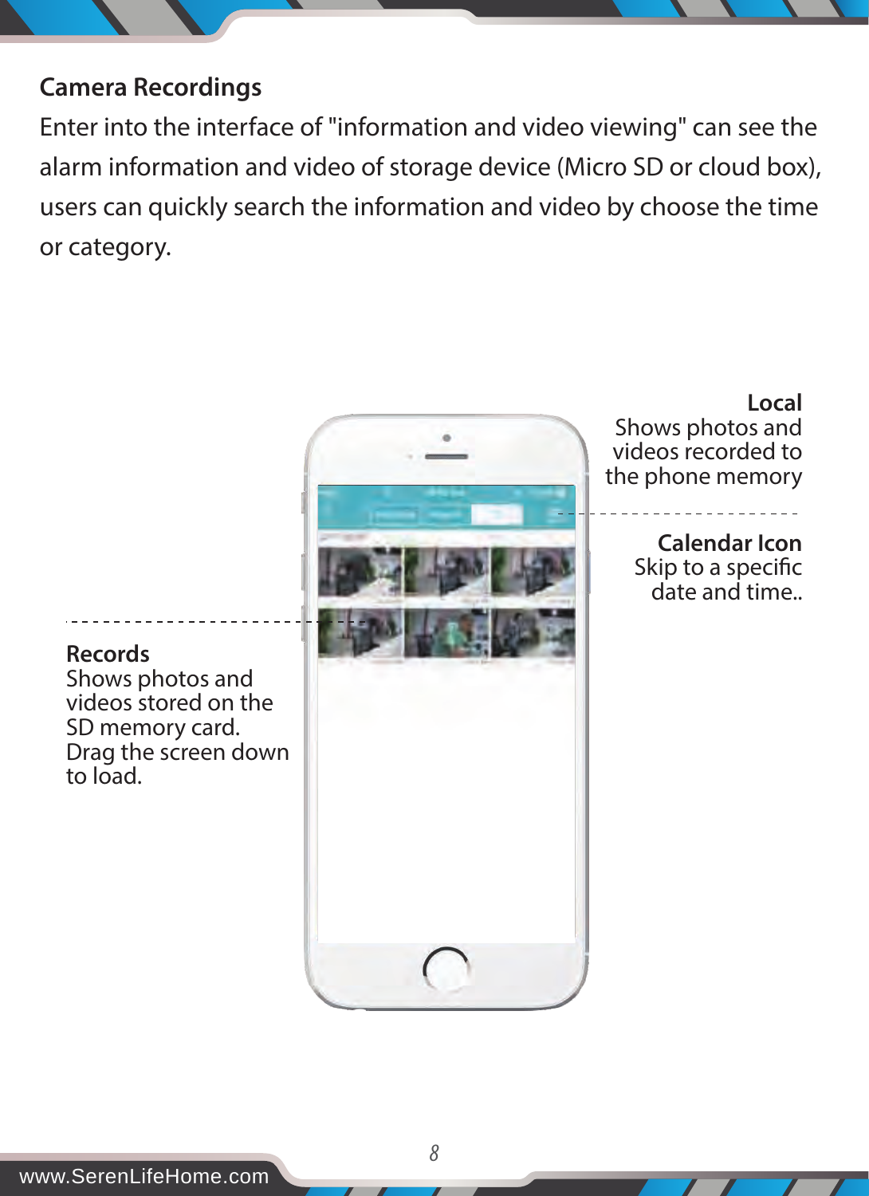## Camera Recordings

Enter into the interface of "information and video viewing" can see the alarm information and video of storage device (Micro SD or cloud box), users can quickly search the information and video by choose the time or category.

**Local**
Shows photos and videos recorded to the phone memory

**Calendar Icon**
Skip to a specific date and time..

**Records**
Shows photos and videos stored on the SD memory card. Drag the screen down to load.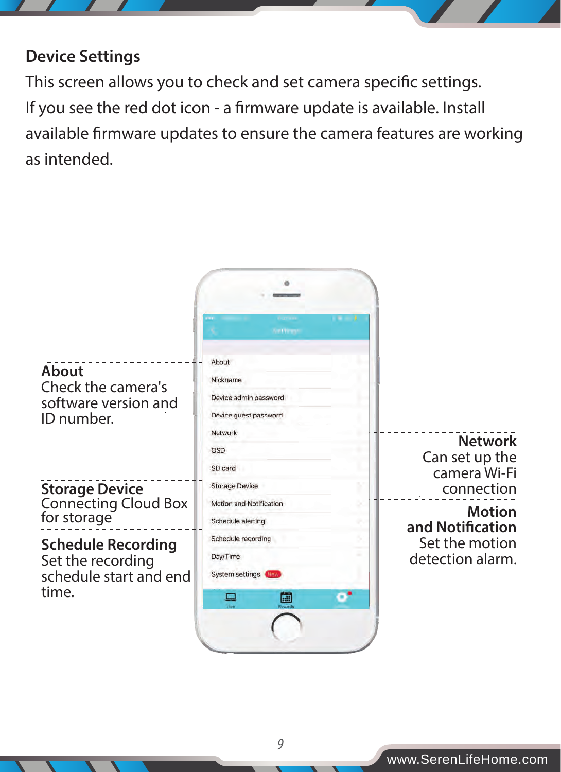## Device Settings

This screen allows you to check and set camera specific settings.
If you see the red dot icon - a firmware update is available. Install available firmware updates to ensure the camera features are working as intended.

About
Nickname
Device admin password
Device guest password
Network
OSD
SD card
Storage Device
Motion and Notification
Schedule alerting
Schedule recording
Day/Time
System settings New

**About**
Check the camera's software version and ID number.

**Storage Device**
Connecting Cloud Box for storage

**Schedule Recording**
Set the recording schedule start and end time.

**Network**
Can set up the camera Wi-Fi connection

**Motion and Notification**
Set the motion detection alarm.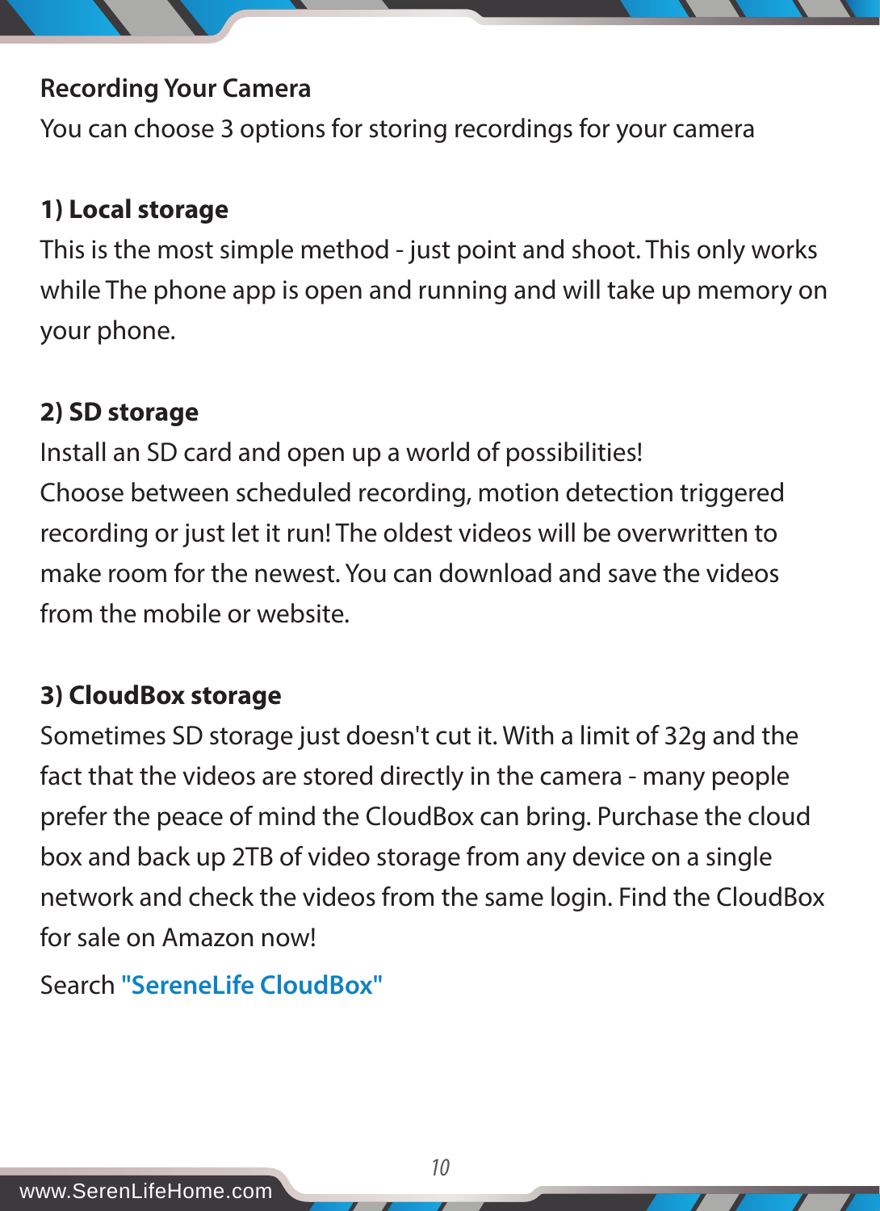## Recording Your Camera

You can choose 3 options for storing recordings for your camera

### 1) Local storage

This is the most simple method - just point and shoot. This only works while The phone app is open and running and will take up memory on your phone.

### 2) SD storage

Install an SD card and open up a world of possibilities!
Choose between scheduled recording, motion detection triggered recording or just let it run! The oldest videos will be overwritten to make room for the newest. You can download and save the videos from the mobile or website.

### 3) CloudBox storage

Sometimes SD storage just doesn't cut it. With a limit of 32g and the fact that the videos are stored directly in the camera - many people prefer the peace of mind the CloudBox can bring. Purchase the cloud box and back up 2TB of video storage from any device on a single network and check the videos from the same login. Find the CloudBox for sale on Amazon now!

Search **"SereneLife CloudBox"**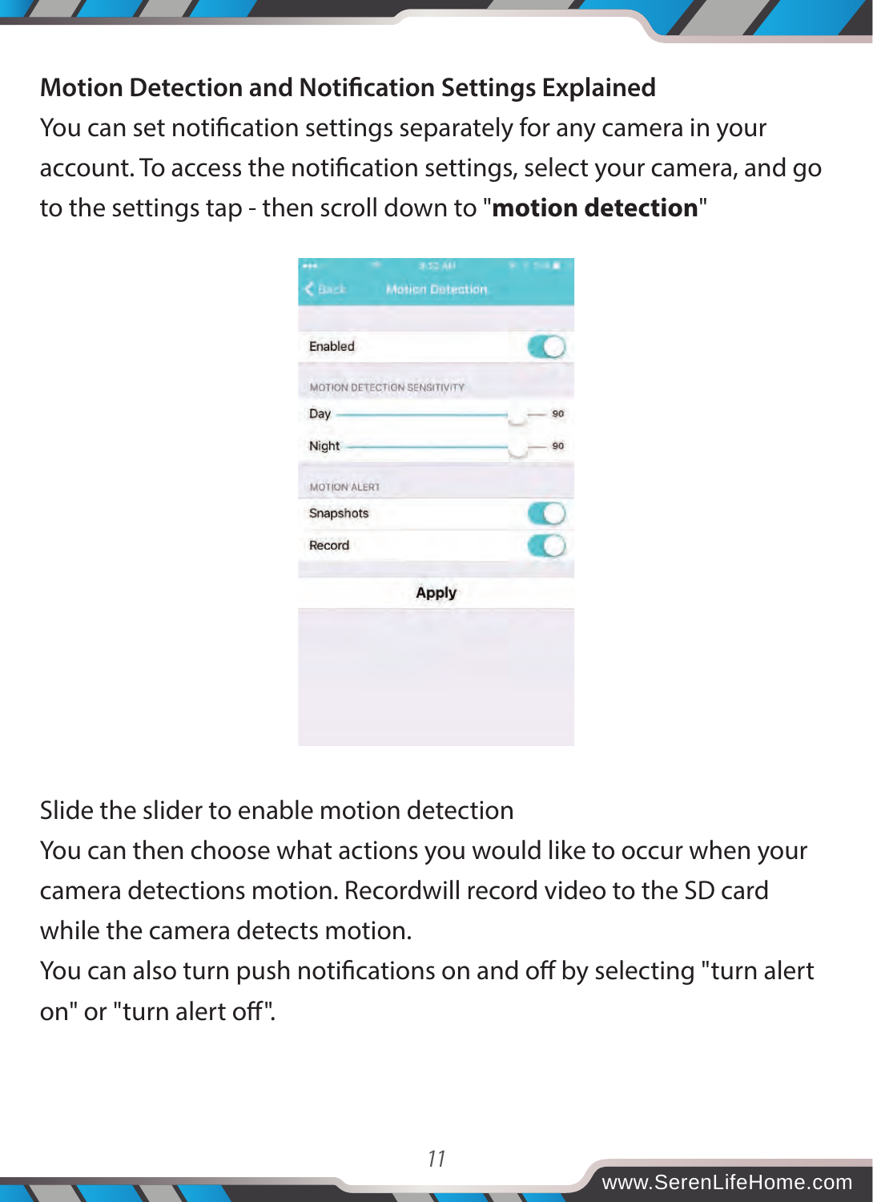## Motion Detection and Notification Settings Explained

You can set notification settings separately for any camera in your account. To access the notification settings, select your camera, and go to the settings tap - then scroll down to "**motion detection**"

Slide the slider to enable motion detection

You can then choose what actions you would like to occur when your camera detections motion. Recordwill record video to the SD card while the camera detects motion.

You can also turn push notifications on and off by selecting "turn alert on" or "turn alert off".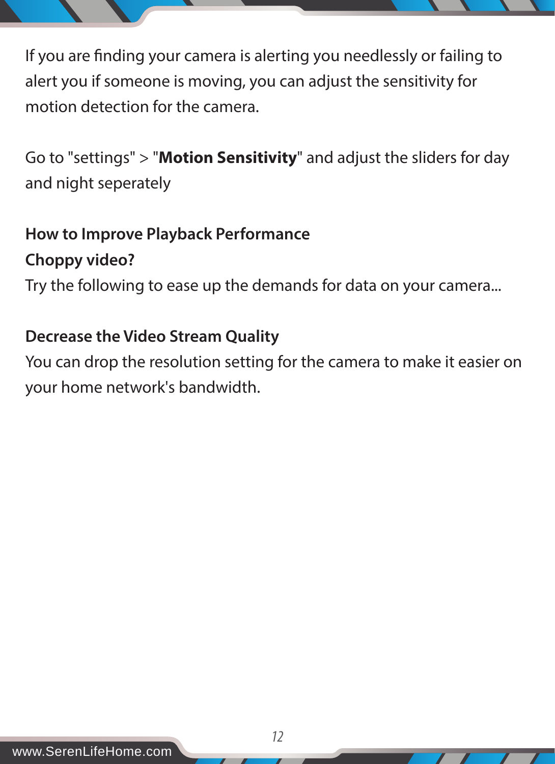If you are finding your camera is alerting you needlessly or failing to alert you if someone is moving, you can adjust the sensitivity for motion detection for the camera.

Go to "settings" > "**Motion Sensitivity**" and adjust the sliders for day and night seperately

### How to Improve Playback Performance

**Choppy video?**

Try the following to ease up the demands for data on your camera...

### Decrease the Video Stream Quality

You can drop the resolution setting for the camera to make it easier on your home network's bandwidth.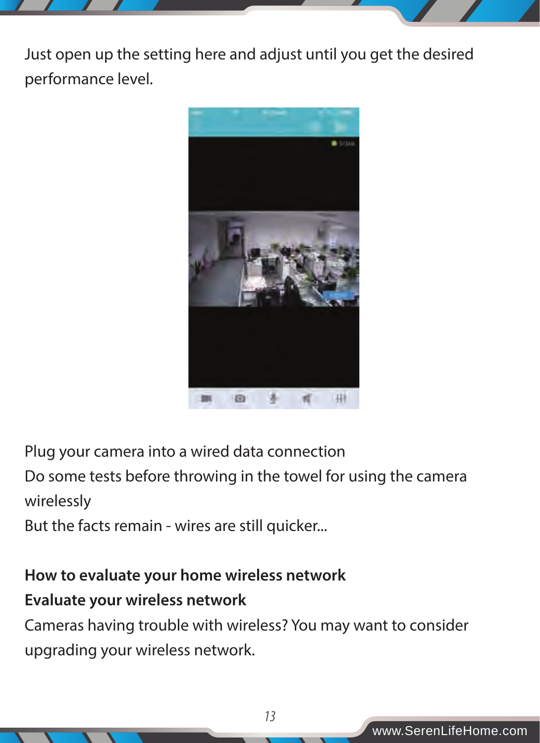Just open up the setting here and adjust until you get the desired performance level.

Plug your camera into a wired data connection

Do some tests before throwing in the towel for using the camera wirelessly

But the facts remain - wires are still quicker...

**How to evaluate your home wireless network**

**Evaluate your wireless network**

Cameras having trouble with wireless? You may want to consider upgrading your wireless network.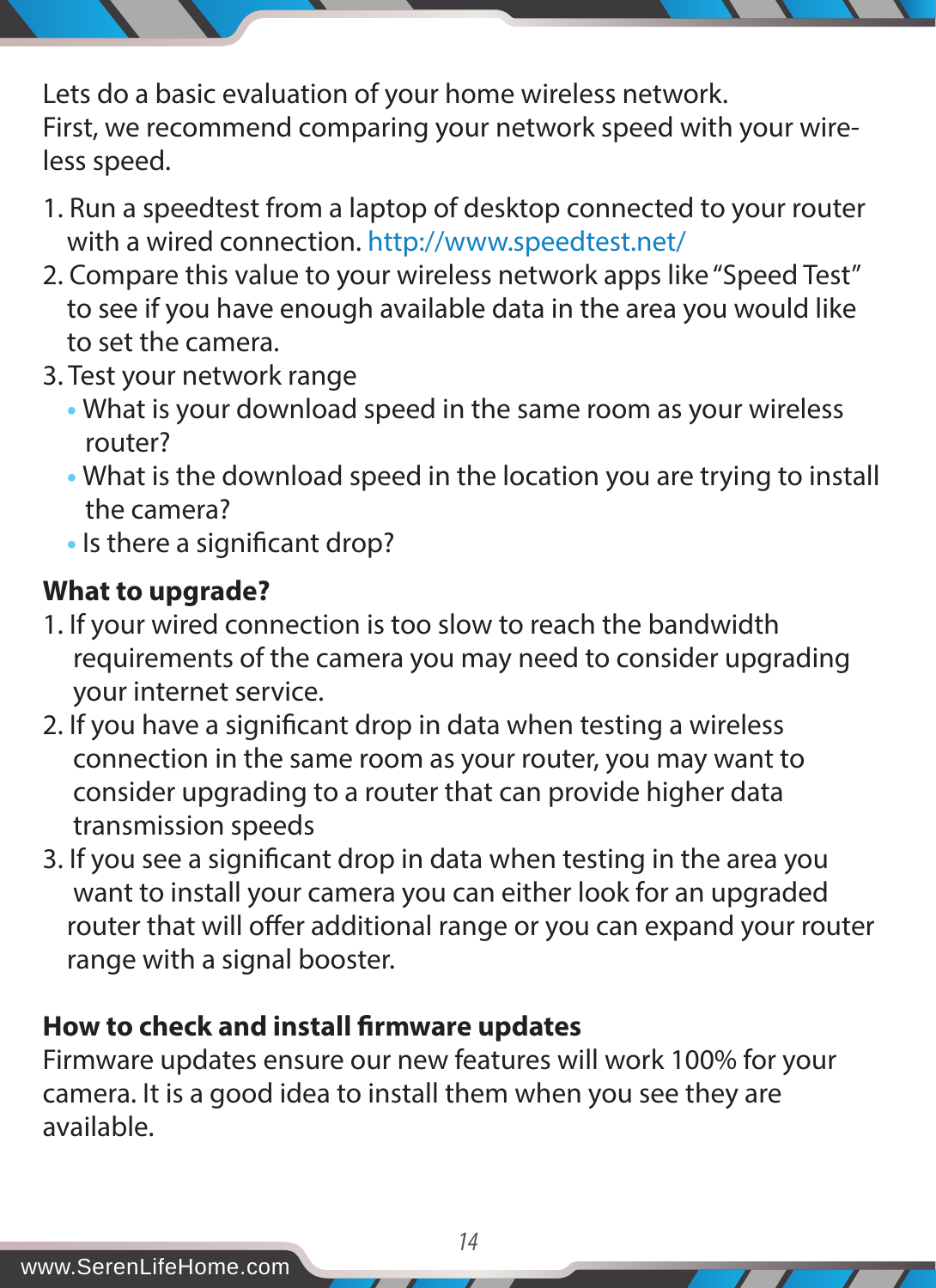Lets do a basic evaluation of your home wireless network.
First, we recommend comparing your network speed with your wireless speed.

1. Run a speedtest from a laptop of desktop connected to your router with a wired connection. http://www.speedtest.net/
2. Compare this value to your wireless network apps like "Speed Test" to see if you have enough available data in the area you would like to set the camera.
3. Test your network range
   - What is your download speed in the same room as your wireless router?
   - What is the download speed in the location you are trying to install the camera?
   - Is there a significant drop?

**What to upgrade?**

1. If your wired connection is too slow to reach the bandwidth requirements of the camera you may need to consider upgrading your internet service.
2. If you have a significant drop in data when testing a wireless connection in the same room as your router, you may want to consider upgrading to a router that can provide higher data transmission speeds
3. If you see a significant drop in data when testing in the area you want to install your camera you can either look for an upgraded router that will offer additional range or you can expand your router range with a signal booster.

**How to check and install firmware updates**

Firmware updates ensure our new features will work 100% for your camera. It is a good idea to install them when you see they are available.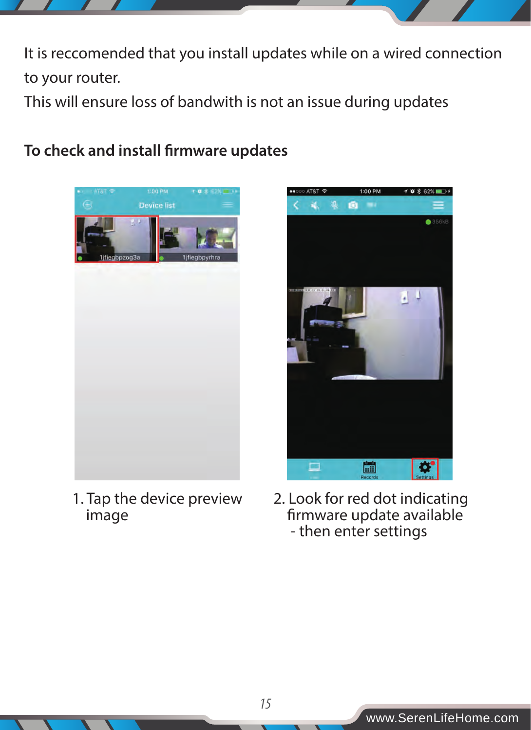It is reccomended that you install updates while on a wired connection to your router.

This will ensure loss of bandwith is not an issue during updates

## To check and install firmware updates

1. Tap the device preview image

2. Look for red dot indicating firmware update available - then enter settings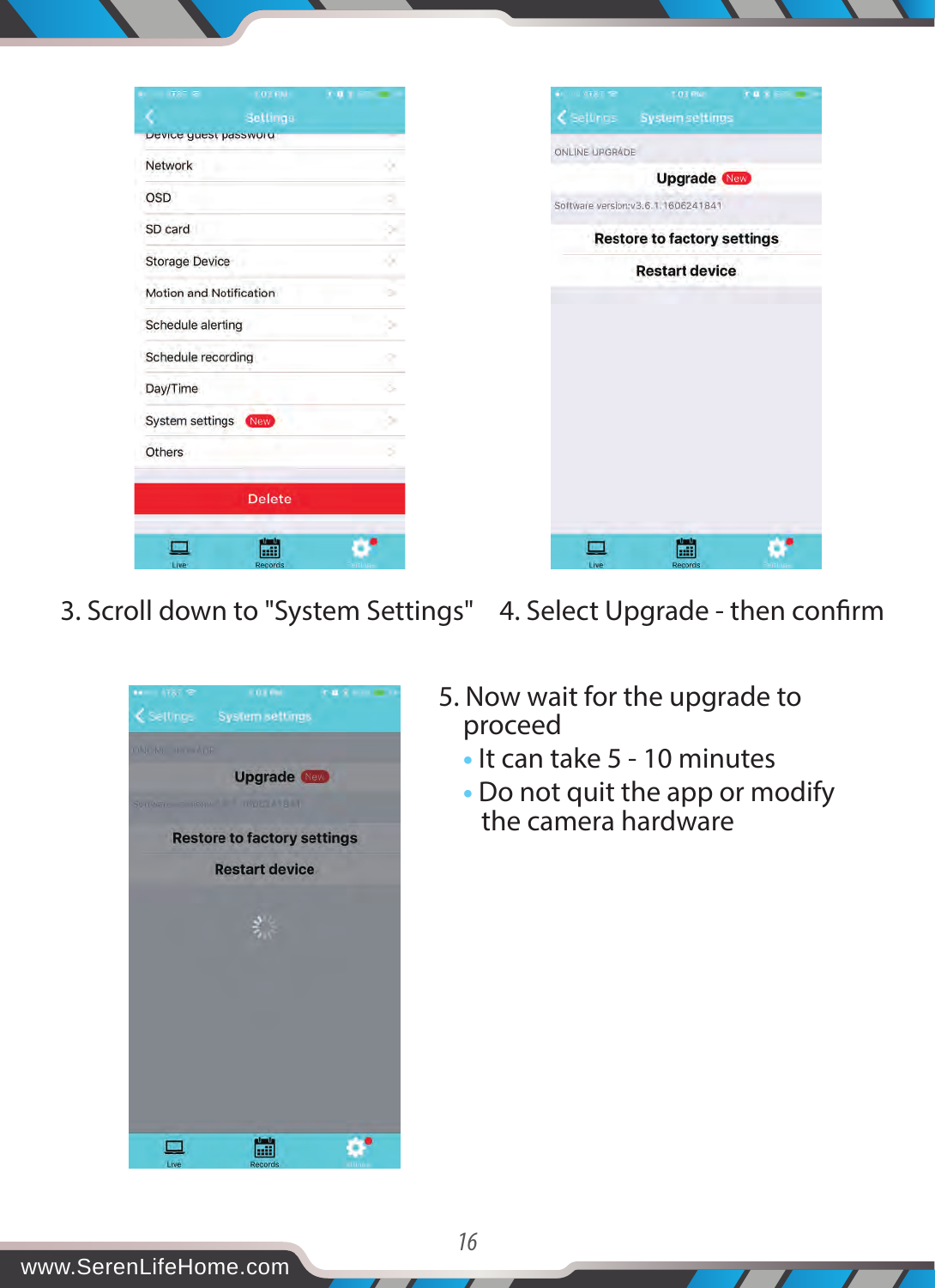3. Scroll down to "System Settings"

4. Select Upgrade - then confirm

5. Now wait for the upgrade to proceed
   - It can take 5 - 10 minutes
   - Do not quit the app or modify the camera hardware

www.SerenLifeHome.com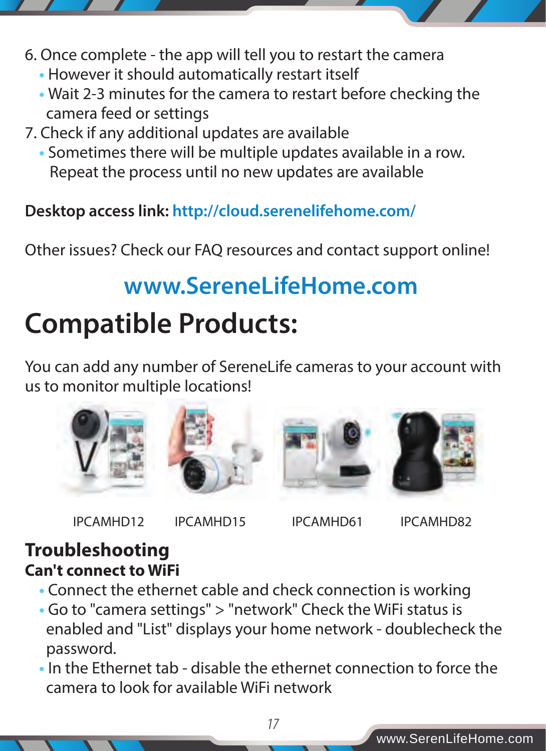6. Once complete - the app will tell you to restart the camera
   - However it should automatically restart itself
   - Wait 2-3 minutes for the camera to restart before checking the camera feed or settings
7. Check if any additional updates are available
   - Sometimes there will be multiple updates available in a row. Repeat the process until no new updates are available

**Desktop access link: http://cloud.serenelifehome.com/**

Other issues? Check our FAQ resources and contact support online!

**www.SereneLifeHome.com**

# Compatible Products:

You can add any number of SereneLife cameras to your account with us to monitor multiple locations!

IPCAMHD12 IPCAMHD15 IPCAMHD61 IPCAMHD82

## Troubleshooting

### Can't connect to WiFi

- Connect the ethernet cable and check connection is working
- Go to "camera settings" > "network" Check the WiFi status is enabled and "List" displays your home network - doublecheck the password.
- In the Ethernet tab - disable the ethernet connection to force the camera to look for available WiFi network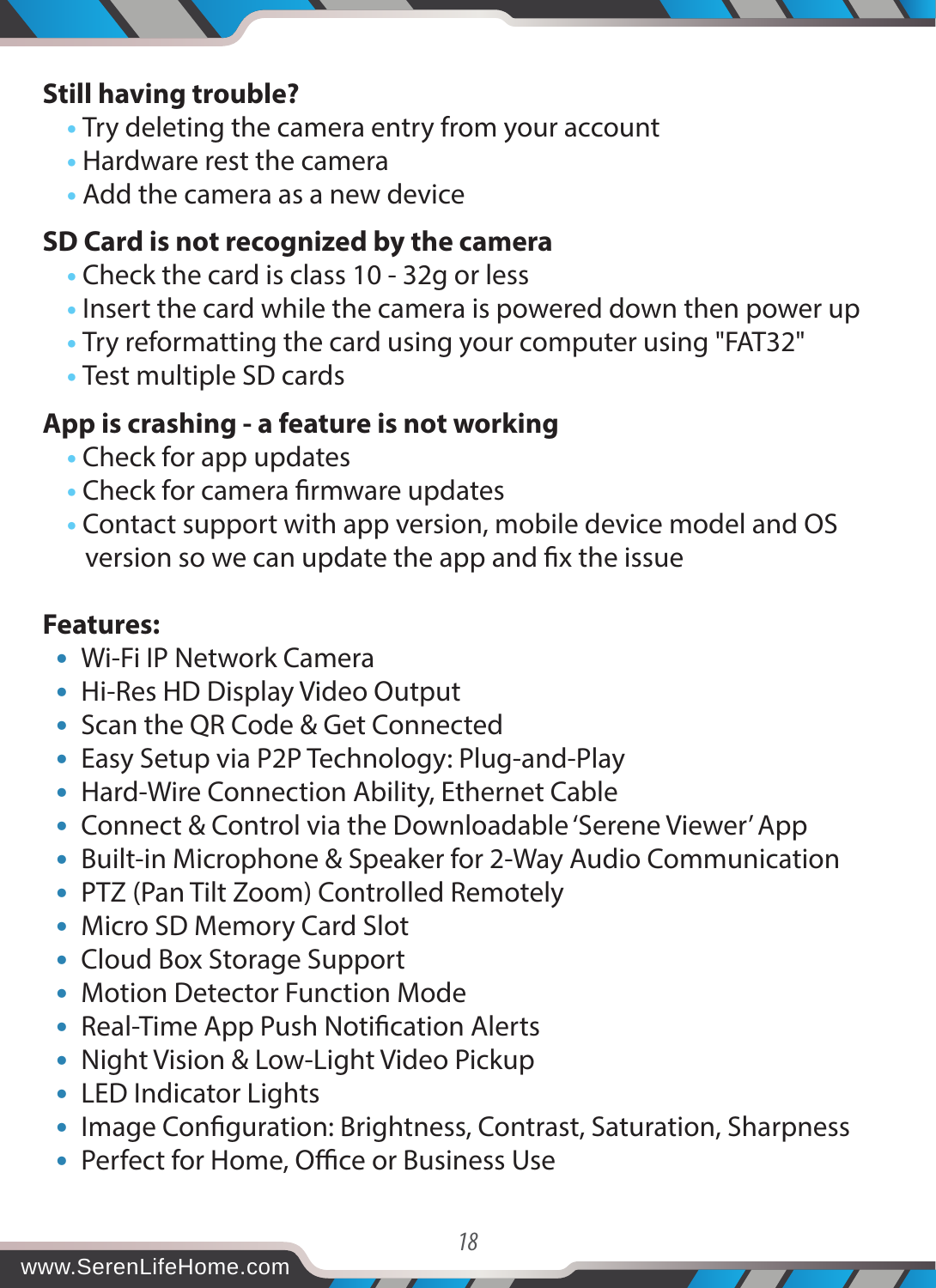**Still having trouble?**

- Try deleting the camera entry from your account
- Hardware rest the camera
- Add the camera as a new device

**SD Card is not recognized by the camera**

- Check the card is class 10 - 32g or less
- Insert the card while the camera is powered down then power up
- Try reformatting the card using your computer using "FAT32"
- Test multiple SD cards

**App is crashing - a feature is not working**

- Check for app updates
- Check for camera firmware updates
- Contact support with app version, mobile device model and OS version so we can update the app and fix the issue

**Features:**

- Wi-Fi IP Network Camera
- Hi-Res HD Display Video Output
- Scan the QR Code & Get Connected
- Easy Setup via P2P Technology: Plug-and-Play
- Hard-Wire Connection Ability, Ethernet Cable
- Connect & Control via the Downloadable 'Serene Viewer' App
- Built-in Microphone & Speaker for 2-Way Audio Communication
- PTZ (Pan Tilt Zoom) Controlled Remotely
- Micro SD Memory Card Slot
- Cloud Box Storage Support
- Motion Detector Function Mode
- Real-Time App Push Notification Alerts
- Night Vision & Low-Light Video Pickup
- LED Indicator Lights
- Image Configuration: Brightness, Contrast, Saturation, Sharpness
- Perfect for Home, Office or Business Use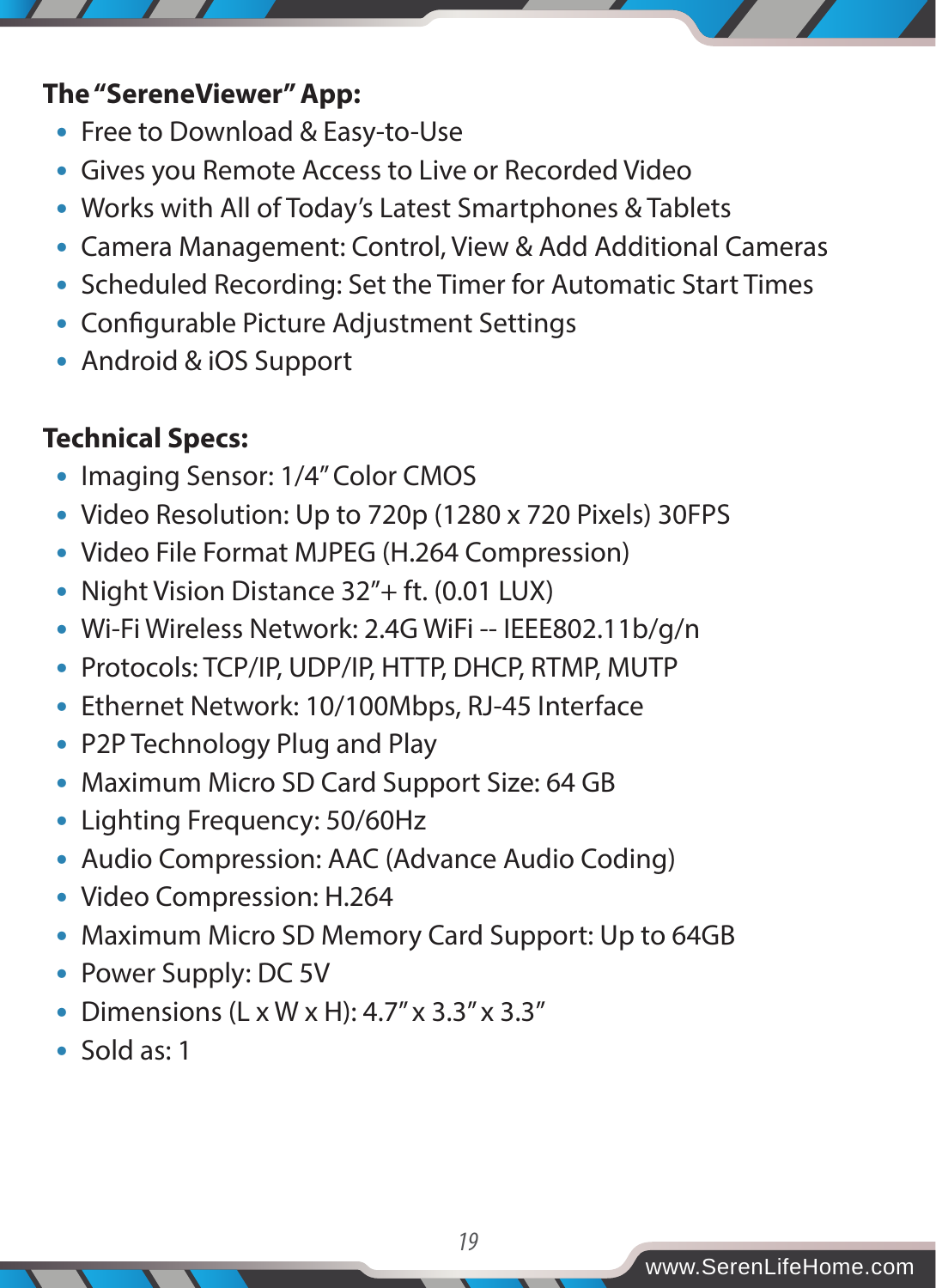**The "SereneViewer" App:**

- Free to Download & Easy-to-Use
- Gives you Remote Access to Live or Recorded Video
- Works with All of Today's Latest Smartphones & Tablets
- Camera Management: Control, View & Add Additional Cameras
- Scheduled Recording: Set the Timer for Automatic Start Times
- Configurable Picture Adjustment Settings
- Android & iOS Support

**Technical Specs:**

- Imaging Sensor: 1/4" Color CMOS
- Video Resolution: Up to 720p (1280 x 720 Pixels) 30FPS
- Video File Format MJPEG (H.264 Compression)
- Night Vision Distance 32"+ ft. (0.01 LUX)
- Wi-Fi Wireless Network: 2.4G WiFi -- IEEE802.11b/g/n
- Protocols: TCP/IP, UDP/IP, HTTP, DHCP, RTMP, MUTP
- Ethernet Network: 10/100Mbps, RJ-45 Interface
- P2P Technology Plug and Play
- Maximum Micro SD Card Support Size: 64 GB
- Lighting Frequency: 50/60Hz
- Audio Compression: AAC (Advance Audio Coding)
- Video Compression: H.264
- Maximum Micro SD Memory Card Support: Up to 64GB
- Power Supply: DC 5V
- Dimensions (L x W x H): 4.7" x 3.3" x 3.3"
- Sold as: 1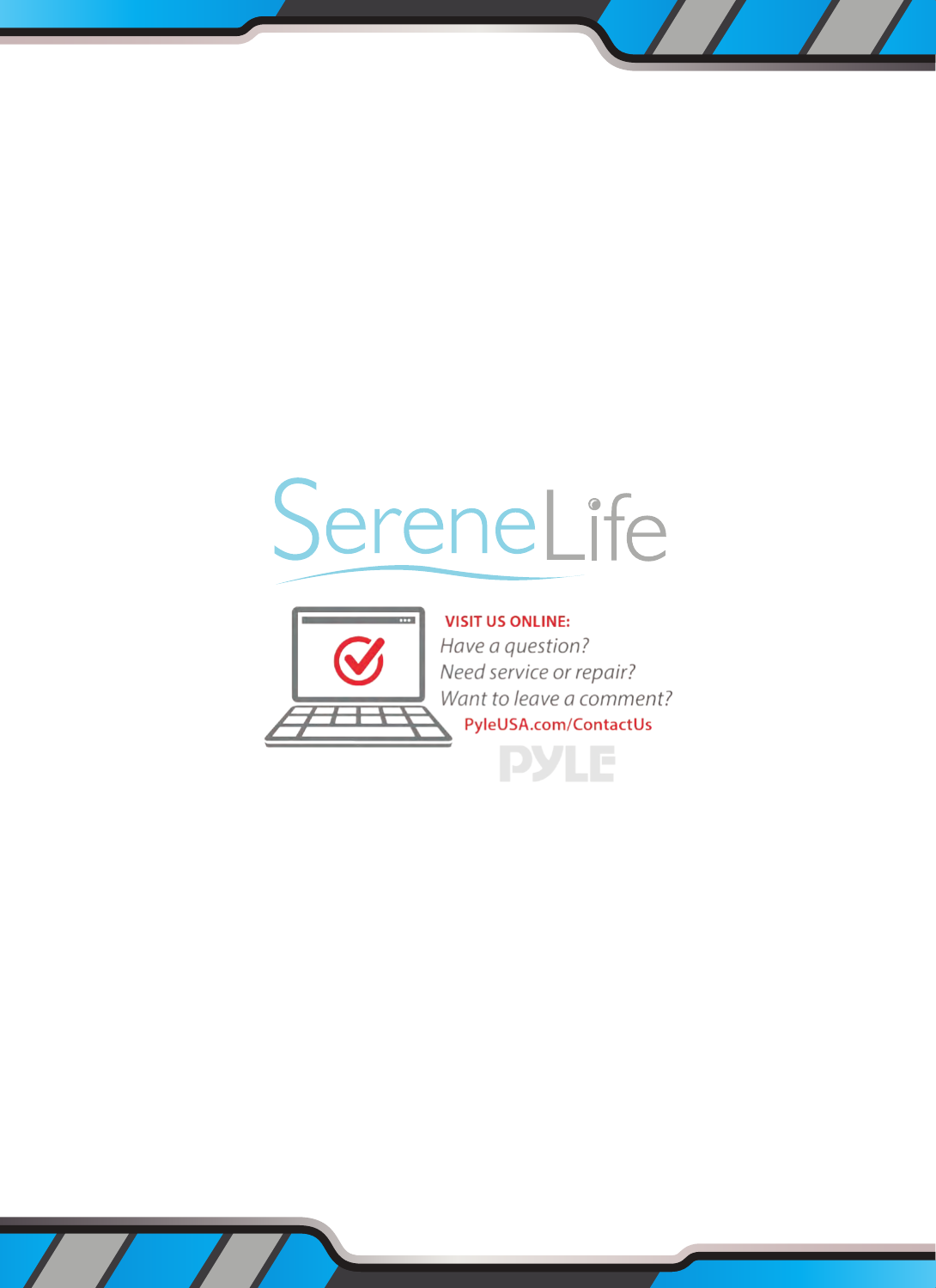SereneLife

**VISIT US ONLINE:**

*Have a question?*

*Need service or repair?*

*Want to leave a comment?*

PyleUSA.com/ContactUs

PYLE